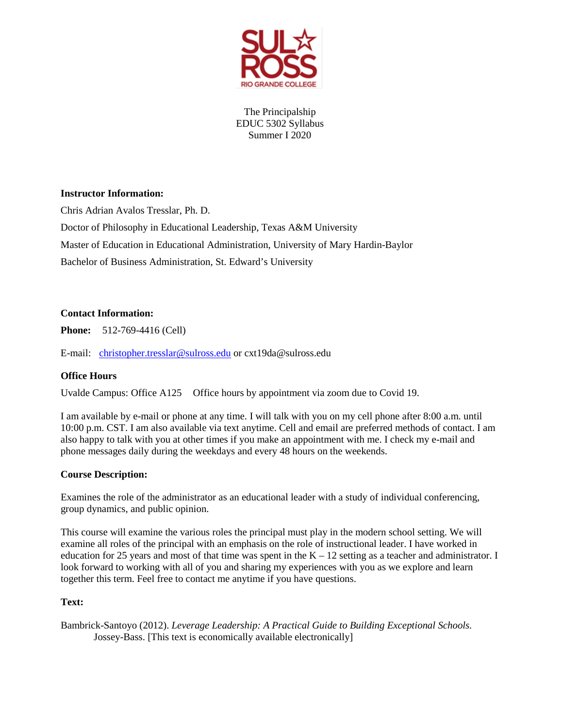The Principalship
EDUC 5302 Syllabus
Summer I 2020

**Instructor Information:**

Chris Adrian Avalos Tresslar, Ph. D.

Doctor of Philosophy in Educational Leadership, Texas A&M University

Master of Education in Educational Administration, University of Mary Hardin-Baylor

Bachelor of Business Administration, St. Edward's University

**Contact Information:**

**Phone:** 512-769-4416 (Cell)

E-mail: christopher.tresslar@sulross.edu or cxt19da@sulross.edu

**Office Hours**

Uvalde Campus: Office A125 Office hours by appointment via zoom due to Covid 19.

I am available by e-mail or phone at any time. I will talk with you on my cell phone after 8:00 a.m. until 10:00 p.m. CST. I am also available via text anytime. Cell and email are preferred methods of contact. I am also happy to talk with you at other times if you make an appointment with me. I check my e-mail and phone messages daily during the weekdays and every 48 hours on the weekends.

**Course Description:**

Examines the role of the administrator as an educational leader with a study of individual conferencing, group dynamics, and public opinion.

This course will examine the various roles the principal must play in the modern school setting. We will examine all roles of the principal with an emphasis on the role of instructional leader. I have worked in education for 25 years and most of that time was spent in the K – 12 setting as a teacher and administrator. I look forward to working with all of you and sharing my experiences with you as we explore and learn together this term. Feel free to contact me anytime if you have questions.

**Text:**

Bambrick-Santoyo (2012). *Leverage Leadership: A Practical Guide to Building Exceptional Schools.* Jossey-Bass. [This text is economically available electronically]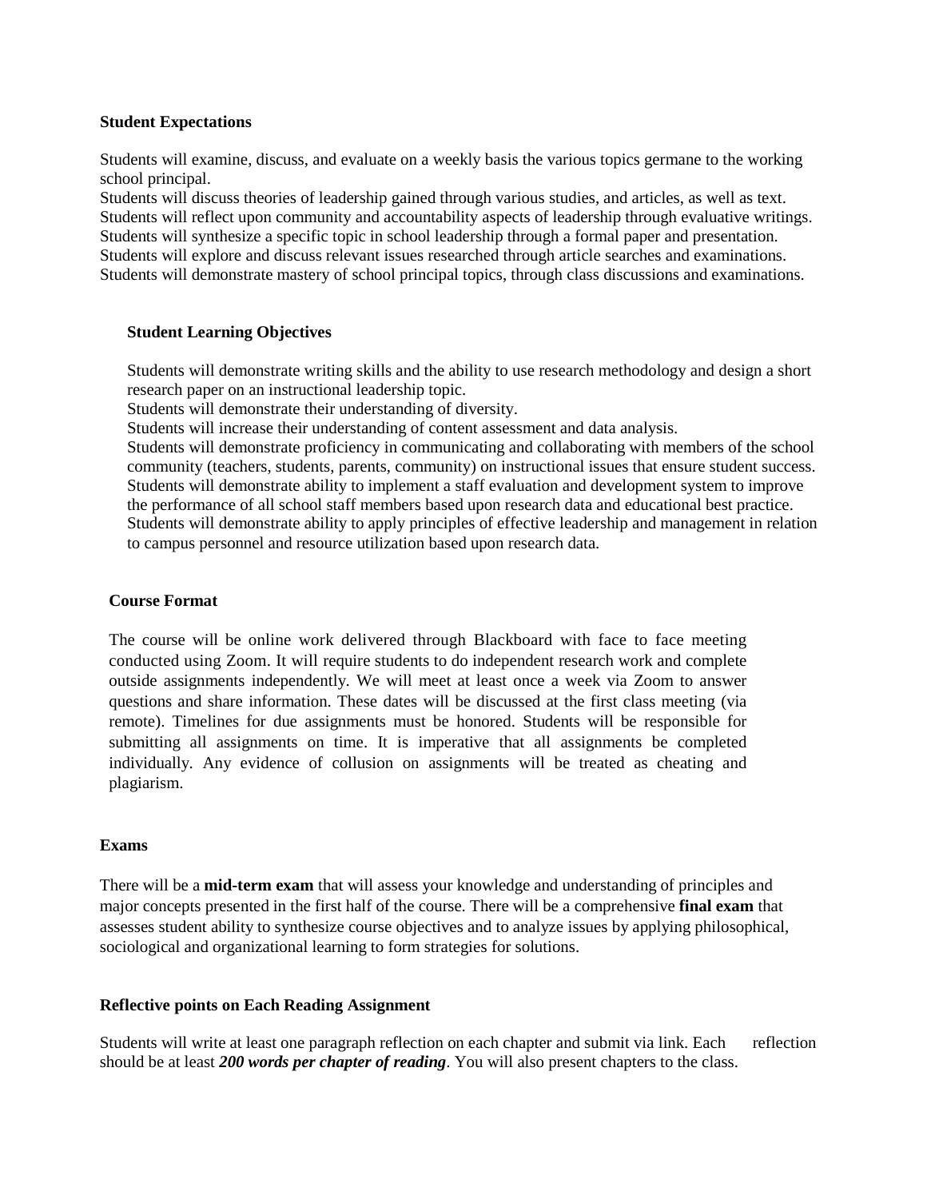## Student Expectations

Students will examine, discuss, and evaluate on a weekly basis the various topics germane to the working school principal.
Students will discuss theories of leadership gained through various studies, and articles, as well as text.
Students will reflect upon community and accountability aspects of leadership through evaluative writings.
Students will synthesize a specific topic in school leadership through a formal paper and presentation.
Students will explore and discuss relevant issues researched through article searches and examinations.
Students will demonstrate mastery of school principal topics, through class discussions and examinations.

## Student Learning Objectives

Students will demonstrate writing skills and the ability to use research methodology and design a short research paper on an instructional leadership topic.
Students will demonstrate their understanding of diversity.
Students will increase their understanding of content assessment and data analysis.
Students will demonstrate proficiency in communicating and collaborating with members of the school community (teachers, students, parents, community) on instructional issues that ensure student success.
Students will demonstrate ability to implement a staff evaluation and development system to improve the performance of all school staff members based upon research data and educational best practice.
Students will demonstrate ability to apply principles of effective leadership and management in relation to campus personnel and resource utilization based upon research data.

## Course Format

The course will be online work delivered through Blackboard with face to face meeting conducted using Zoom. It will require students to do independent research work and complete outside assignments independently. We will meet at least once a week via Zoom to answer questions and share information. These dates will be discussed at the first class meeting (via remote). Timelines for due assignments must be honored. Students will be responsible for submitting all assignments on time. It is imperative that all assignments be completed individually. Any evidence of collusion on assignments will be treated as cheating and plagiarism.

## Exams

There will be a **mid-term exam** that will assess your knowledge and understanding of principles and major concepts presented in the first half of the course. There will be a comprehensive **final exam** that assesses student ability to synthesize course objectives and to analyze issues by applying philosophical, sociological and organizational learning to form strategies for solutions.

## Reflective points on Each Reading Assignment

Students will write at least one paragraph reflection on each chapter and submit via link. Each reflection should be at least ***200 words per chapter of reading***. You will also present chapters to the class.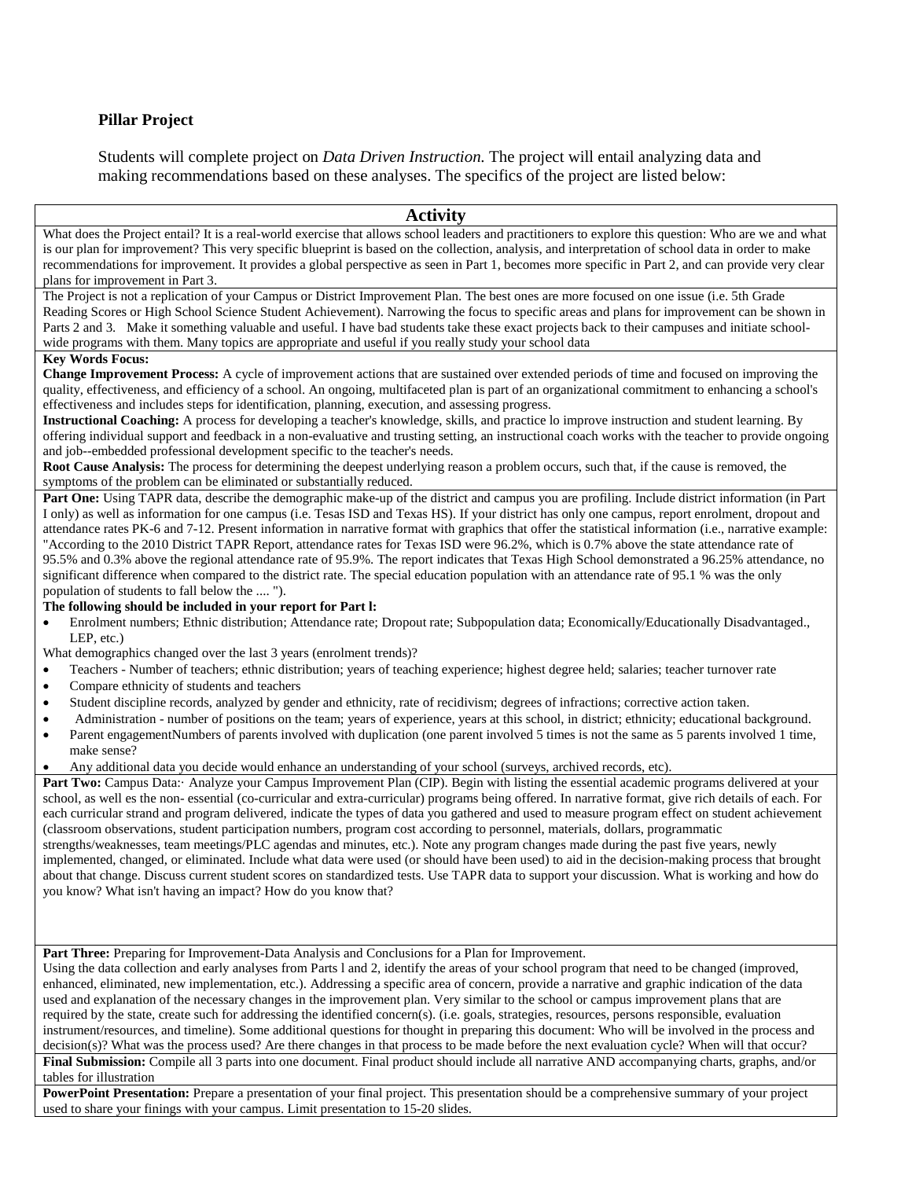**Pillar Project**

Students will complete project on *Data Driven Instruction.* The project will entail analyzing data and making recommendations based on these analyses. The specifics of the project are listed below:

| **Activity** |
|---|
| What does the Project entail? It is a real-world exercise that allows school leaders and practitioners to explore this question: Who are we and what is our plan for improvement? This very specific blueprint is based on the collection, analysis, and interpretation of school data in order to make recommendations for improvement. It provides a global perspective as seen in Part 1, becomes more specific in Part 2, and can provide very clear plans for improvement in Part 3. |
| The Project is not a replication of your Campus or District Improvement Plan. The best ones are more focused on one issue (i.e. 5th Grade Reading Scores or High School Science Student Achievement). Narrowing the focus to specific areas and plans for improvement can be shown in Parts 2 and 3. Make it something valuable and useful. I have bad students take these exact projects back to their campuses and initiate school-wide programs with them. Many topics are appropriate and useful if you really study your school data |
| **Key Words Focus:**<br>**Change Improvement Process:** A cycle of improvement actions that are sustained over extended periods of time and focused on improving the quality, effectiveness, and efficiency of a school. An ongoing, multifaceted plan is part of an organizational commitment to enhancing a school's effectiveness and includes steps for identification, planning, execution, and assessing progress.<br>**Instructional Coaching:** A process for developing a teacher's knowledge, skills, and practice lo improve instruction and student learning. By offering individual support and feedback in a non-evaluative and trusting setting, an instructional coach works with the teacher to provide ongoing and job--embedded professional development specific to the teacher's needs.<br>**Root Cause Analysis:** The process for determining the deepest underlying reason a problem occurs, such that, if the cause is removed, the symptoms of the problem can be eliminated or substantially reduced. |
| **Part One:** Using TAPR data, describe the demographic make-up of the district and campus you are profiling. Include district information (in Part I only) as well as information for one campus (i.e. Tesas ISD and Texas HS). If your district has only one campus, report enrolment, dropout and attendance rates PK-6 and 7-12. Present information in narrative format with graphics that offer the statistical information (i.e., narrative example: "According to the 2010 District TAPR Report, attendance rates for Texas ISD were 96.2%, which is 0.7% above the state attendance rate of 95.5% and 0.3% above the regional attendance rate of 95.9%. The report indicates that Texas High School demonstrated a 96.25% attendance, no significant difference when compared to the district rate. The special education population with an attendance rate of 95.1 % was the only population of students to fall below the .... ").<br>**The following should be included in your report for Part l:**<br>• Enrolment numbers; Ethnic distribution; Attendance rate; Dropout rate; Subpopulation data; Economically/Educationally Disadvantaged., LEP, etc.)<br>What demographics changed over the last 3 years (enrolment trends)?<br>• Teachers - Number of teachers; ethnic distribution; years of teaching experience; highest degree held; salaries; teacher turnover rate<br>• Compare ethnicity of students and teachers<br>• Student discipline records, analyzed by gender and ethnicity, rate of recidivism; degrees of infractions; corrective action taken.<br>• Administration - number of positions on the team; years of experience, years at this school, in district; ethnicity; educational background.<br>• Parent engagementNumbers of parents involved with duplication (one parent involved 5 times is not the same as 5 parents involved 1 time, make sense?<br>• Any additional data you decide would enhance an understanding of your school (surveys, archived records, etc). |
| **Part Two:** Campus Data:· Analyze your Campus Improvement Plan (CIP). Begin with listing the essential academic programs delivered at your school, as well es the non- essential (co-curricular and extra-curricular) programs being offered. In narrative format, give rich details of each. For each curricular strand and program delivered, indicate the types of data you gathered and used to measure program effect on student achievement (classroom observations, student participation numbers, program cost according to personnel, materials, dollars, programmatic strengths/weaknesses, team meetings/PLC agendas and minutes, etc.). Note any program changes made during the past five years, newly implemented, changed, or eliminated. Include what data were used (or should have been used) to aid in the decision-making process that brought about that change. Discuss current student scores on standardized tests. Use TAPR data to support your discussion. What is working and how do you know? What isn't having an impact? How do you know that? |
| **Part Three:** Preparing for Improvement-Data Analysis and Conclusions for a Plan for Improvement.<br>Using the data collection and early analyses from Parts l and 2, identify the areas of your school program that need to be changed (improved, enhanced, eliminated, new implementation, etc.). Addressing a specific area of concern, provide a narrative and graphic indication of the data used and explanation of the necessary changes in the improvement plan. Very similar to the school or campus improvement plans that are required by the state, create such for addressing the identified concern(s). (i.e. goals, strategies, resources, persons responsible, evaluation instrument/resources, and timeline). Some additional questions for thought in preparing this document: Who will be involved in the process and decision(s)? What was the process used? Are there changes in that process to be made before the next evaluation cycle? When will that occur? |
| **Final Submission:** Compile all 3 parts into one document. Final product should include all narrative AND accompanying charts, graphs, and/or tables for illustration |
| **PowerPoint Presentation:** Prepare a presentation of your final project. This presentation should be a comprehensive summary of your project used to share your finings with your campus. Limit presentation to 15-20 slides. |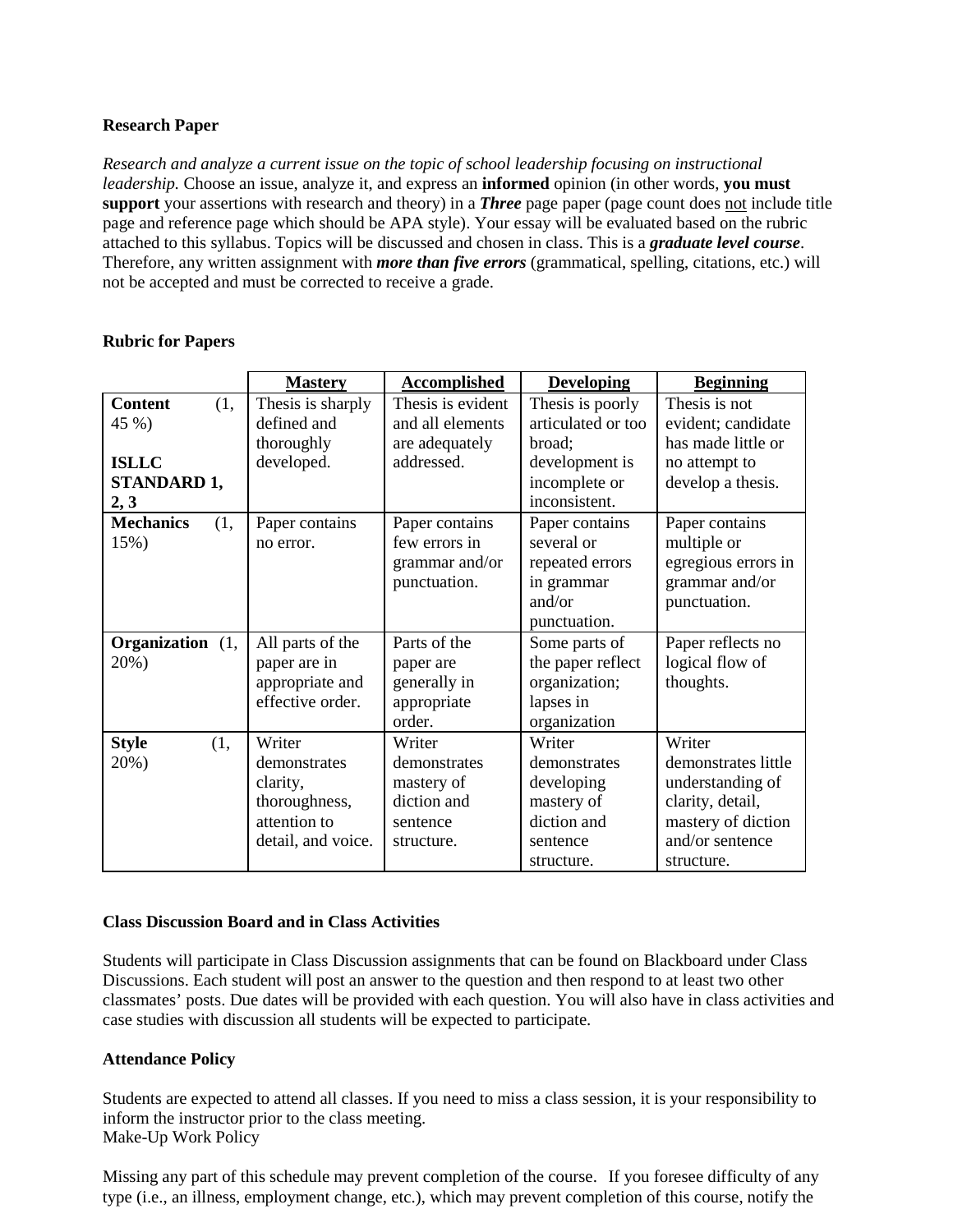**Research Paper**

*Research and analyze a current issue on the topic of school leadership focusing on instructional leadership.* Choose an issue, analyze it, and express an **informed** opinion (in other words, **you must support** your assertions with research and theory) in a ***Three*** page paper (page count does not include title page and reference page which should be APA style). Your essay will be evaluated based on the rubric attached to this syllabus. Topics will be discussed and chosen in class. This is a ***graduate level course***. Therefore, any written assignment with ***more than five errors*** (grammatical, spelling, citations, etc.) will not be accepted and must be corrected to receive a grade.

**Rubric for Papers**

| | **Mastery** | **Accomplished** | **Developing** | **Beginning** |
|---|---|---|---|---|
| **Content** (1, 45 %) **ISLLC STANDARD 1, 2, 3** | Thesis is sharply defined and thoroughly developed. | Thesis is evident and all elements are adequately addressed. | Thesis is poorly articulated or too broad; development is incomplete or inconsistent. | Thesis is not evident; candidate has made little or no attempt to develop a thesis. |
| **Mechanics** (1, 15%) | Paper contains no error. | Paper contains few errors in grammar and/or punctuation. | Paper contains several or repeated errors in grammar and/or punctuation. | Paper contains multiple or egregious errors in grammar and/or punctuation. |
| **Organization** (1, 20%) | All parts of the paper are in appropriate and effective order. | Parts of the paper are generally in appropriate order. | Some parts of the paper reflect organization; lapses in organization | Paper reflects no logical flow of thoughts. |
| **Style** (1, 20%) | Writer demonstrates clarity, thoroughness, attention to detail, and voice. | Writer demonstrates mastery of diction and sentence structure. | Writer demonstrates developing mastery of diction and sentence structure. | Writer demonstrates little understanding of clarity, detail, mastery of diction and/or sentence structure. |

**Class Discussion Board and in Class Activities**

Students will participate in Class Discussion assignments that can be found on Blackboard under Class Discussions. Each student will post an answer to the question and then respond to at least two other classmates' posts. Due dates will be provided with each question. You will also have in class activities and case studies with discussion all students will be expected to participate.

**Attendance Policy**

Students are expected to attend all classes. If you need to miss a class session, it is your responsibility to inform the instructor prior to the class meeting.
Make-Up Work Policy

Missing any part of this schedule may prevent completion of the course. If you foresee difficulty of any type (i.e., an illness, employment change, etc.), which may prevent completion of this course, notify the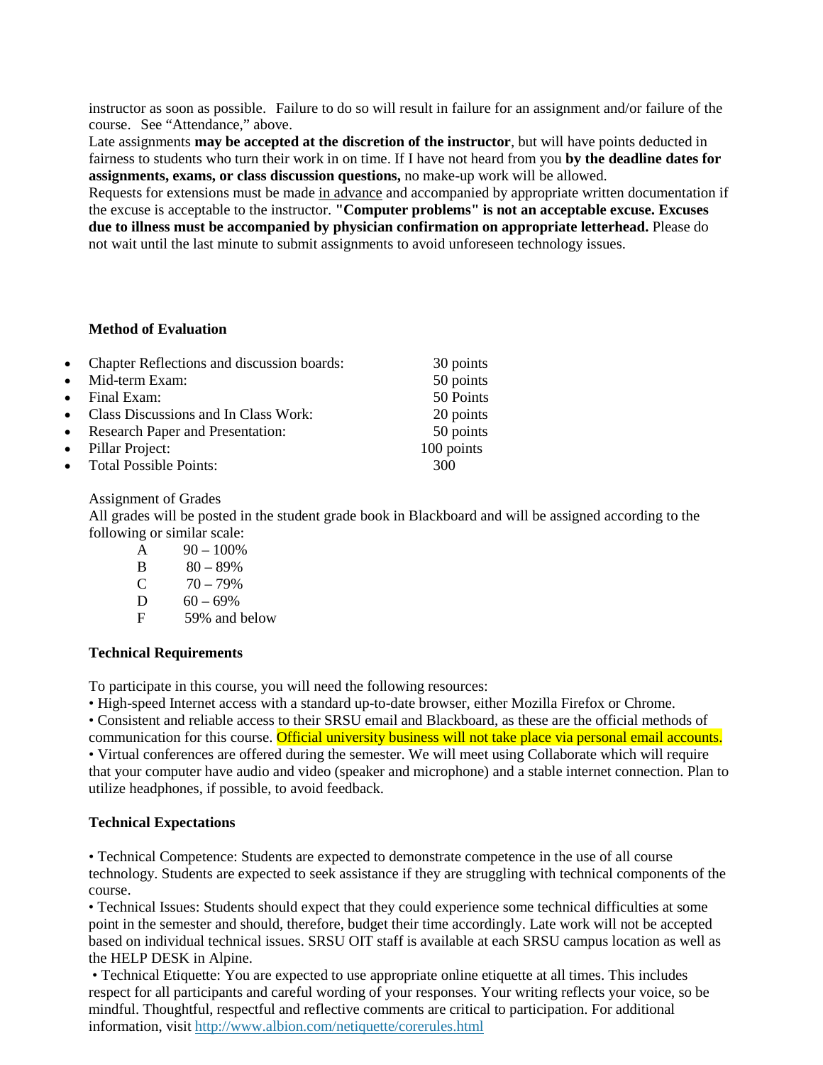instructor as soon as possible. Failure to do so will result in failure for an assignment and/or failure of the course. See "Attendance," above.

Late assignments **may be accepted at the discretion of the instructor**, but will have points deducted in fairness to students who turn their work in on time. If I have not heard from you **by the deadline dates for assignments, exams, or class discussion questions,** no make-up work will be allowed.

Requests for extensions must be made <u>in advance</u> and accompanied by appropriate written documentation if the excuse is acceptable to the instructor. **"Computer problems" is not an acceptable excuse. Excuses due to illness must be accompanied by physician confirmation on appropriate letterhead.** Please do not wait until the last minute to submit assignments to avoid unforeseen technology issues.

**Method of Evaluation**

- Chapter Reflections and discussion boards: 30 points
- Mid-term Exam: 50 points
- Final Exam: 50 Points
- Class Discussions and In Class Work: 20 points
- Research Paper and Presentation: 50 points
- Pillar Project: 100 points
- Total Possible Points: 300

Assignment of Grades

All grades will be posted in the student grade book in Blackboard and will be assigned according to the following or similar scale:

| | |
|---|---|
| A | 90 – 100% |
| B | 80 – 89% |
| C | 70 – 79% |
| D | 60 – 69% |
| F | 59% and below |

**Technical Requirements**

To participate in this course, you will need the following resources:

• High-speed Internet access with a standard up-to-date browser, either Mozilla Firefox or Chrome.

• Consistent and reliable access to their SRSU email and Blackboard, as these are the official methods of communication for this course. Official university business will not take place via personal email accounts.

• Virtual conferences are offered during the semester. We will meet using Collaborate which will require that your computer have audio and video (speaker and microphone) and a stable internet connection. Plan to utilize headphones, if possible, to avoid feedback.

**Technical Expectations**

• Technical Competence: Students are expected to demonstrate competence in the use of all course technology. Students are expected to seek assistance if they are struggling with technical components of the course.

• Technical Issues: Students should expect that they could experience some technical difficulties at some point in the semester and should, therefore, budget their time accordingly. Late work will not be accepted based on individual technical issues. SRSU OIT staff is available at each SRSU campus location as well as the HELP DESK in Alpine.

• Technical Etiquette: You are expected to use appropriate online etiquette at all times. This includes respect for all participants and careful wording of your responses. Your writing reflects your voice, so be mindful. Thoughtful, respectful and reflective comments are critical to participation. For additional information, visit http://www.albion.com/netiquette/corerules.html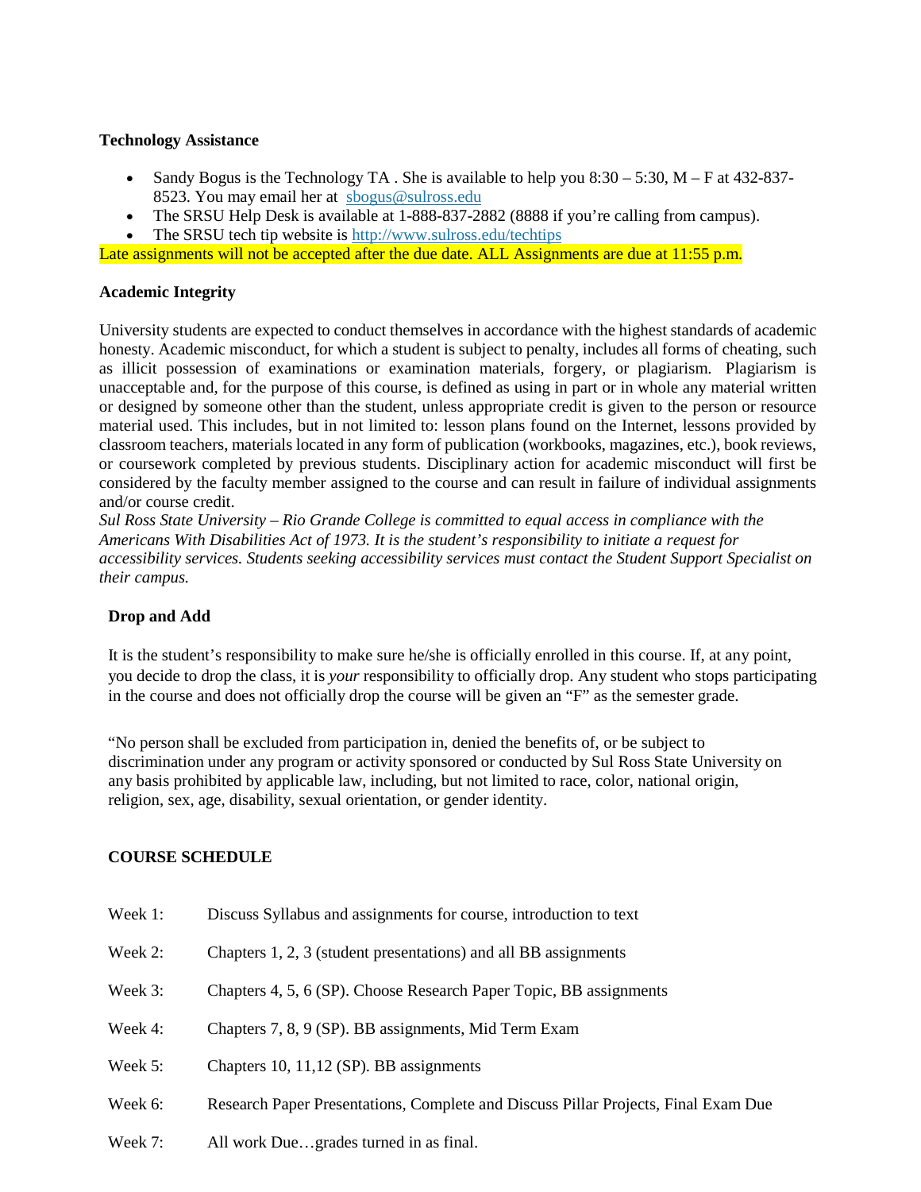**Technology Assistance**

- Sandy Bogus is the Technology TA . She is available to help you 8:30 – 5:30, M – F at 432-837-8523. You may email her at sbogus@sulross.edu
- The SRSU Help Desk is available at 1-888-837-2882 (8888 if you're calling from campus).
- The SRSU tech tip website is http://www.sulross.edu/techtips

Late assignments will not be accepted after the due date. ALL Assignments are due at 11:55 p.m.

**Academic Integrity**

University students are expected to conduct themselves in accordance with the highest standards of academic honesty. Academic misconduct, for which a student is subject to penalty, includes all forms of cheating, such as illicit possession of examinations or examination materials, forgery, or plagiarism. Plagiarism is unacceptable and, for the purpose of this course, is defined as using in part or in whole any material written or designed by someone other than the student, unless appropriate credit is given to the person or resource material used. This includes, but in not limited to: lesson plans found on the Internet, lessons provided by classroom teachers, materials located in any form of publication (workbooks, magazines, etc.), book reviews, or coursework completed by previous students. Disciplinary action for academic misconduct will first be considered by the faculty member assigned to the course and can result in failure of individual assignments and/or course credit.

*Sul Ross State University – Rio Grande College is committed to equal access in compliance with the Americans With Disabilities Act of 1973. It is the student's responsibility to initiate a request for accessibility services. Students seeking accessibility services must contact the Student Support Specialist on their campus.*

**Drop and Add**

It is the student's responsibility to make sure he/she is officially enrolled in this course. If, at any point, you decide to drop the class, it is *your* responsibility to officially drop. Any student who stops participating in the course and does not officially drop the course will be given an "F" as the semester grade.

"No person shall be excluded from participation in, denied the benefits of, or be subject to discrimination under any program or activity sponsored or conducted by Sul Ross State University on any basis prohibited by applicable law, including, but not limited to race, color, national origin, religion, sex, age, disability, sexual orientation, or gender identity.

**COURSE SCHEDULE**

| | |
|---|---|
| Week 1: | Discuss Syllabus and assignments for course, introduction to text |
| Week 2: | Chapters 1, 2, 3 (student presentations) and all BB assignments |
| Week 3: | Chapters 4, 5, 6 (SP). Choose Research Paper Topic, BB assignments |
| Week 4: | Chapters 7, 8, 9 (SP). BB assignments, Mid Term Exam |
| Week 5: | Chapters 10, 11,12 (SP). BB assignments |
| Week 6: | Research Paper Presentations, Complete and Discuss Pillar Projects, Final Exam Due |
| Week 7: | All work Due…grades turned in as final. |